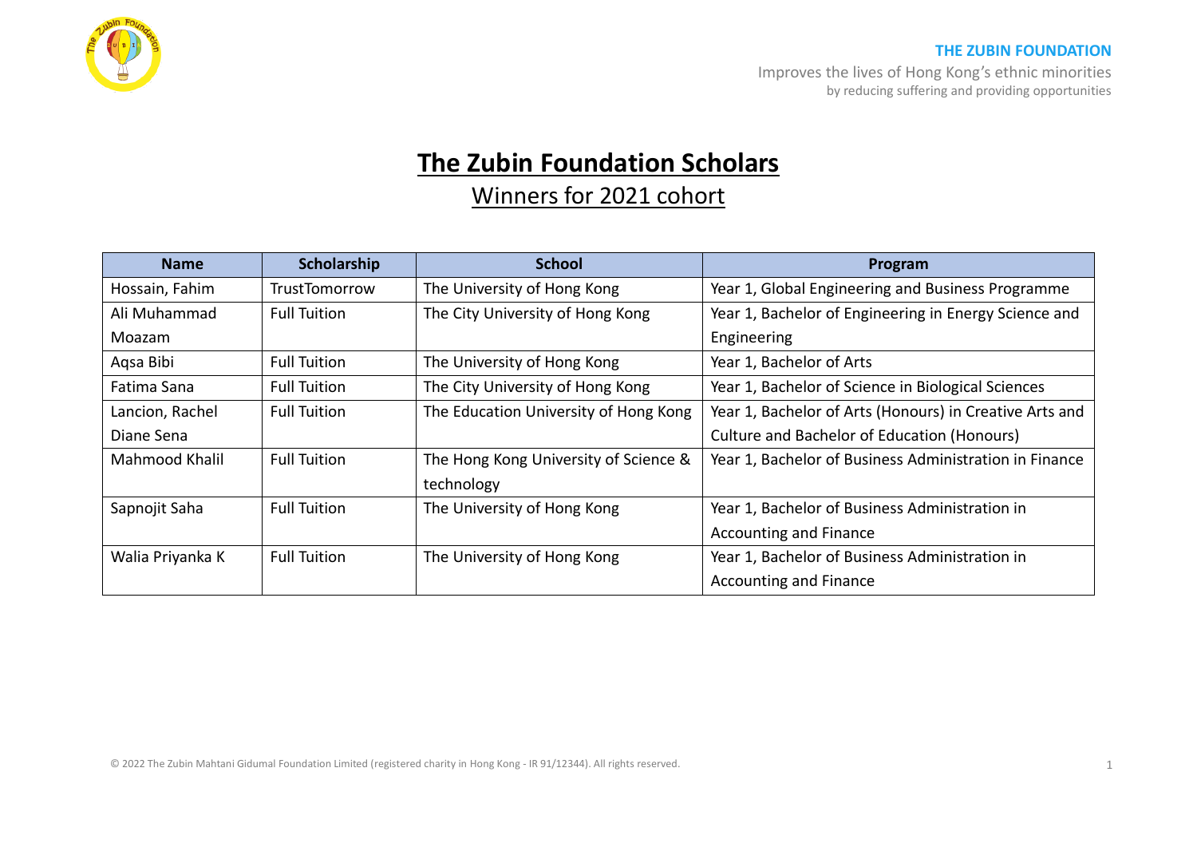**THE ZUBIN FOUNDATION**

Improves the lives of Hong Kong's ethnic minorities
by reducing suffering and providing opportunities

# The Zubin Foundation Scholars

## Winners for 2021 cohort

| Name | Scholarship | School | Program |
| --- | --- | --- | --- |
| Hossain, Fahim | TrustTomorrow | The University of Hong Kong | Year 1, Global Engineering and Business Programme |
| Ali Muhammad Moazam | Full Tuition | The City University of Hong Kong | Year 1, Bachelor of Engineering in Energy Science and Engineering |
| Aqsa Bibi | Full Tuition | The University of Hong Kong | Year 1, Bachelor of Arts |
| Fatima Sana | Full Tuition | The City University of Hong Kong | Year 1, Bachelor of Science in Biological Sciences |
| Lancion, Rachel Diane Sena | Full Tuition | The Education University of Hong Kong | Year 1, Bachelor of Arts (Honours) in Creative Arts and Culture and Bachelor of Education (Honours) |
| Mahmood Khalil | Full Tuition | The Hong Kong University of Science & technology | Year 1, Bachelor of Business Administration in Finance |
| Sapnojit Saha | Full Tuition | The University of Hong Kong | Year 1, Bachelor of Business Administration in Accounting and Finance |
| Walia Priyanka K | Full Tuition | The University of Hong Kong | Year 1, Bachelor of Business Administration in Accounting and Finance |

© 2022 The Zubin Mahtani Gidumal Foundation Limited (registered charity in Hong Kong - IR 91/12344). All rights reserved.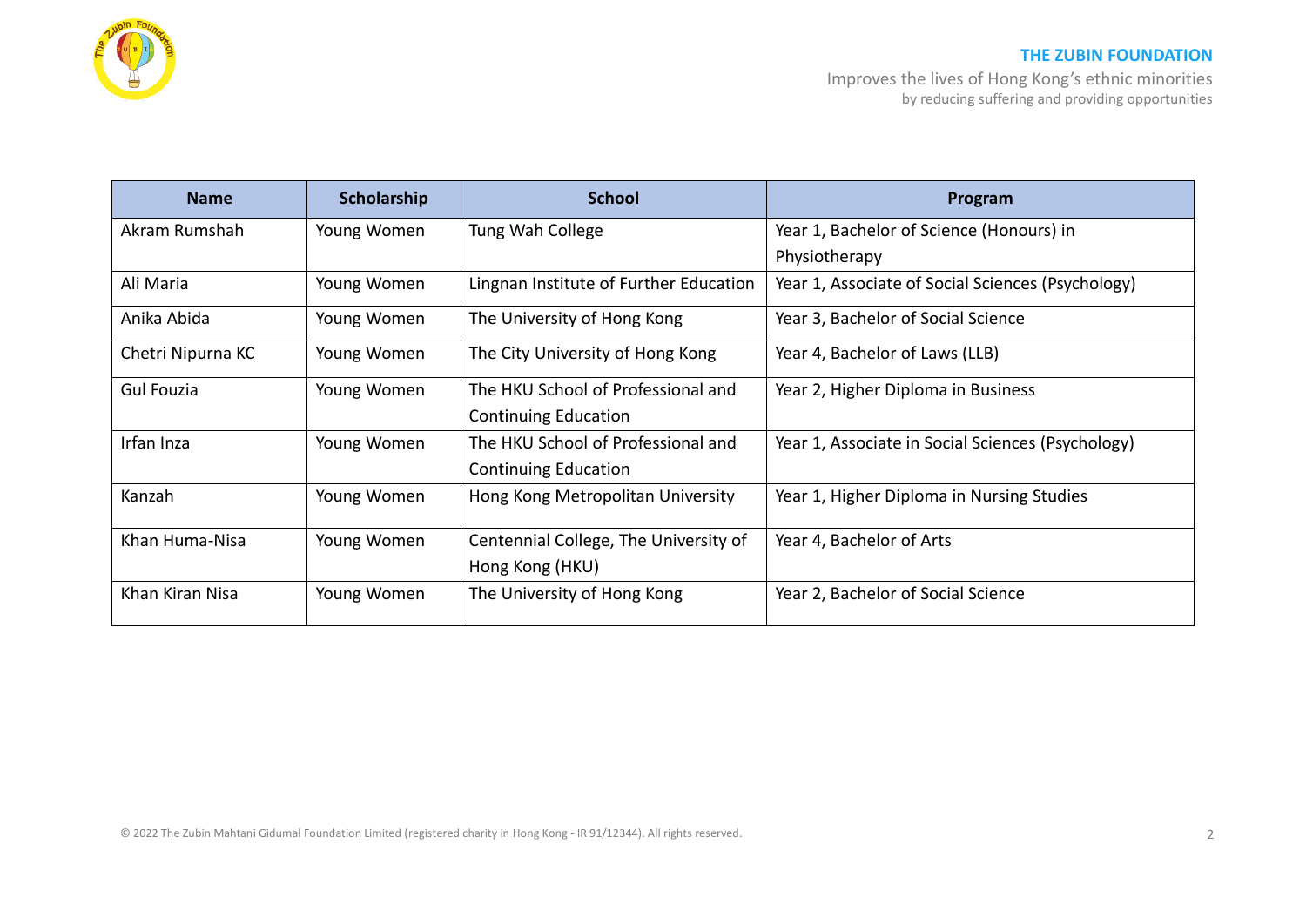| Name | Scholarship | School | Program |
| --- | --- | --- | --- |
| Akram Rumshah | Young Women | Tung Wah College | Year 1, Bachelor of Science (Honours) in Physiotherapy |
| Ali Maria | Young Women | Lingnan Institute of Further Education | Year 1, Associate of Social Sciences (Psychology) |
| Anika Abida | Young Women | The University of Hong Kong | Year 3, Bachelor of Social Science |
| Chetri Nipurna KC | Young Women | The City University of Hong Kong | Year 4, Bachelor of Laws (LLB) |
| Gul Fouzia | Young Women | The HKU School of Professional and Continuing Education | Year 2, Higher Diploma in Business |
| Irfan Inza | Young Women | The HKU School of Professional and Continuing Education | Year 1, Associate in Social Sciences (Psychology) |
| Kanzah | Young Women | Hong Kong Metropolitan University | Year 1, Higher Diploma in Nursing Studies |
| Khan Huma-Nisa | Young Women | Centennial College, The University of Hong Kong (HKU) | Year 4, Bachelor of Arts |
| Khan Kiran Nisa | Young Women | The University of Hong Kong | Year 2, Bachelor of Social Science |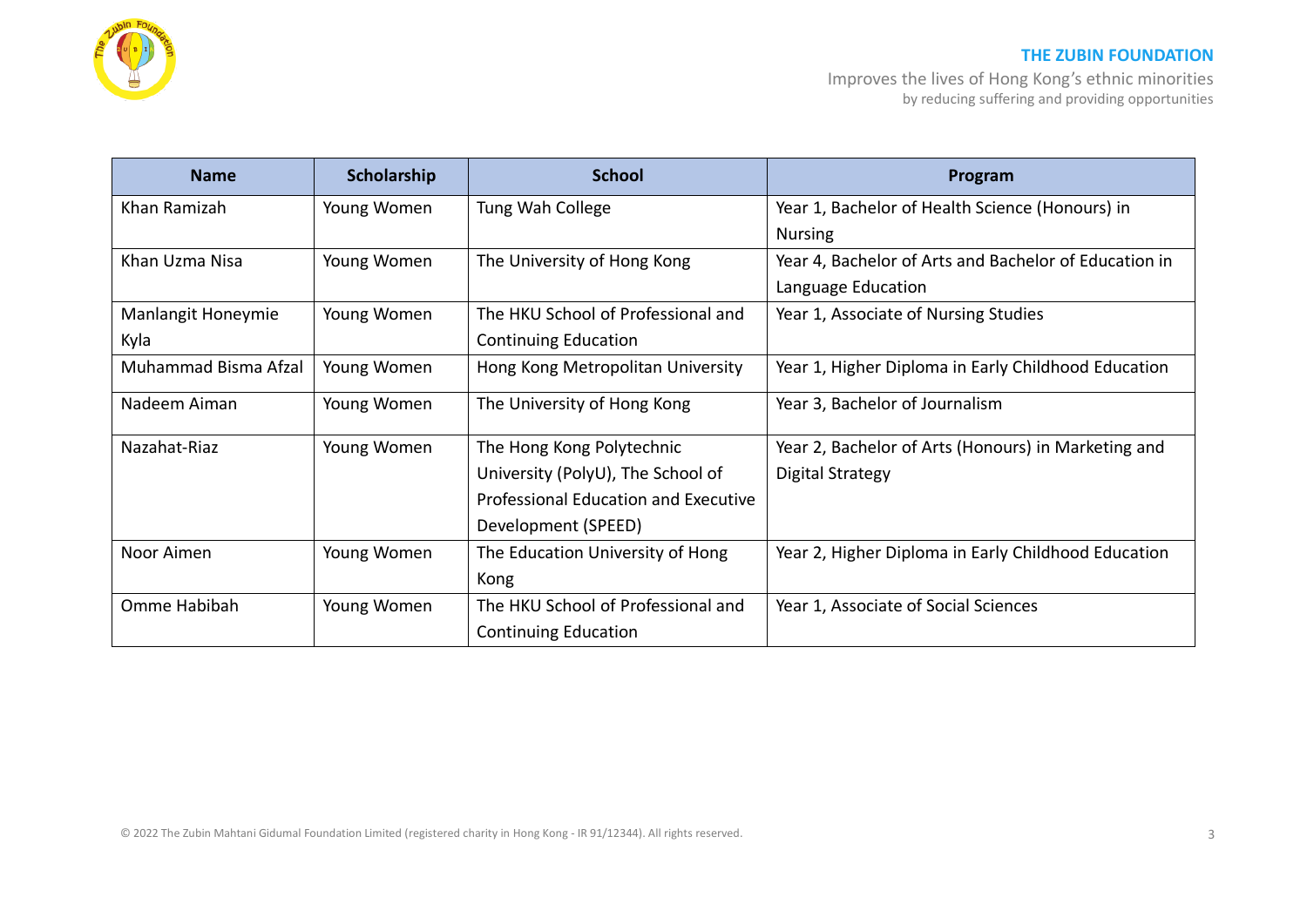| Name | Scholarship | School | Program |
| --- | --- | --- | --- |
| Khan Ramizah | Young Women | Tung Wah College | Year 1, Bachelor of Health Science (Honours) in Nursing |
| Khan Uzma Nisa | Young Women | The University of Hong Kong | Year 4, Bachelor of Arts and Bachelor of Education in Language Education |
| Manlangit Honeymie Kyla | Young Women | The HKU School of Professional and Continuing Education | Year 1, Associate of Nursing Studies |
| Muhammad Bisma Afzal | Young Women | Hong Kong Metropolitan University | Year 1, Higher Diploma in Early Childhood Education |
| Nadeem Aiman | Young Women | The University of Hong Kong | Year 3, Bachelor of Journalism |
| Nazahat-Riaz | Young Women | The Hong Kong Polytechnic University (PolyU), The School of Professional Education and Executive Development (SPEED) | Year 2, Bachelor of Arts (Honours) in Marketing and Digital Strategy |
| Noor Aimen | Young Women | The Education University of Hong Kong | Year 2, Higher Diploma in Early Childhood Education |
| Omme Habibah | Young Women | The HKU School of Professional and Continuing Education | Year 1, Associate of Social Sciences |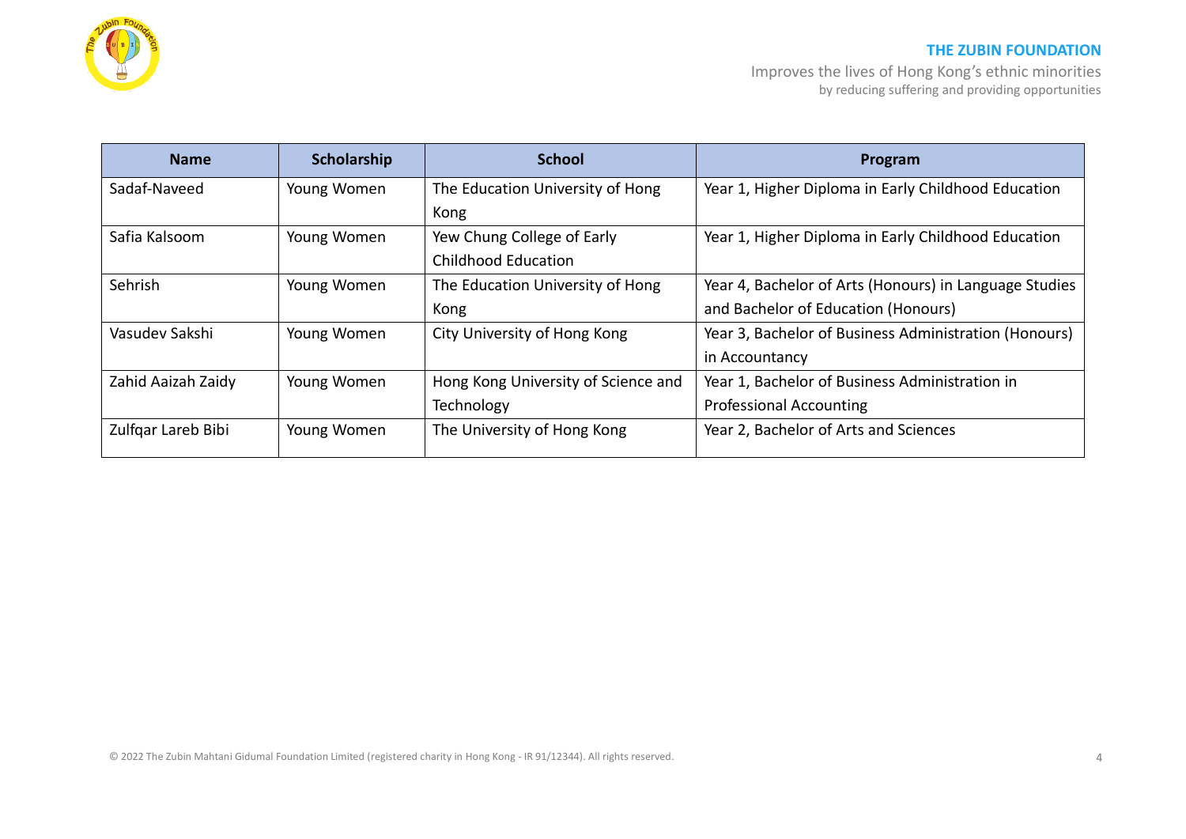| Name | Scholarship | School | Program |
|---|---|---|---|
| Sadaf-Naveed | Young Women | The Education University of Hong Kong | Year 1, Higher Diploma in Early Childhood Education |
| Safia Kalsoom | Young Women | Yew Chung College of Early Childhood Education | Year 1, Higher Diploma in Early Childhood Education |
| Sehrish | Young Women | The Education University of Hong Kong | Year 4, Bachelor of Arts (Honours) in Language Studies and Bachelor of Education (Honours) |
| Vasudev Sakshi | Young Women | City University of Hong Kong | Year 3, Bachelor of Business Administration (Honours) in Accountancy |
| Zahid Aaizah Zaidy | Young Women | Hong Kong University of Science and Technology | Year 1, Bachelor of Business Administration in Professional Accounting |
| Zulfqar Lareb Bibi | Young Women | The University of Hong Kong | Year 2, Bachelor of Arts and Sciences |